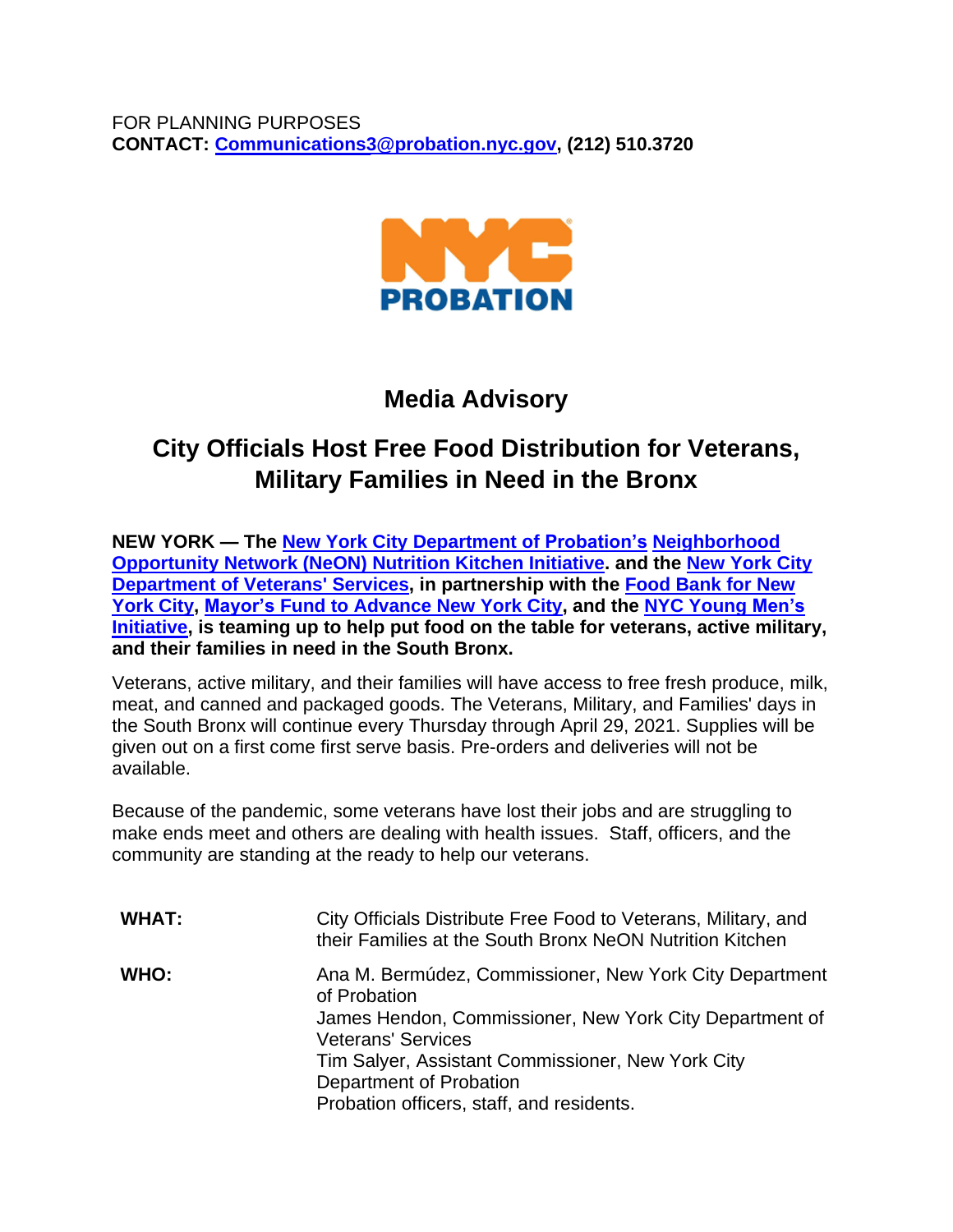FOR PLANNING PURPOSES
**CONTACT: Communications3@probation.nyc.gov, (212) 510.3720**

# Media Advisory

## City Officials Host Free Food Distribution for Veterans, Military Families in Need in the Bronx

**NEW YORK — The New York City Department of Probation's Neighborhood Opportunity Network (NeON) Nutrition Kitchen Initiative. and the New York City Department of Veterans' Services, in partnership with the Food Bank for New York City, Mayor's Fund to Advance New York City, and the NYC Young Men's Initiative, is teaming up to help put food on the table for veterans, active military, and their families in need in the South Bronx.**

Veterans, active military, and their families will have access to free fresh produce, milk, meat, and canned and packaged goods. The Veterans, Military, and Families' days in the South Bronx will continue every Thursday through April 29, 2021. Supplies will be given out on a first come first serve basis. Pre-orders and deliveries will not be available.

Because of the pandemic, some veterans have lost their jobs and are struggling to make ends meet and others are dealing with health issues. Staff, officers, and the community are standing at the ready to help our veterans.

| | |
|---|---|
| **WHAT:** | City Officials Distribute Free Food to Veterans, Military, and their Families at the South Bronx NeON Nutrition Kitchen |
| **WHO:** | Ana M. Bermúdez, Commissioner, New York City Department of Probation<br>James Hendon, Commissioner, New York City Department of Veterans' Services<br>Tim Salyer, Assistant Commissioner, New York City Department of Probation<br>Probation officers, staff, and residents. |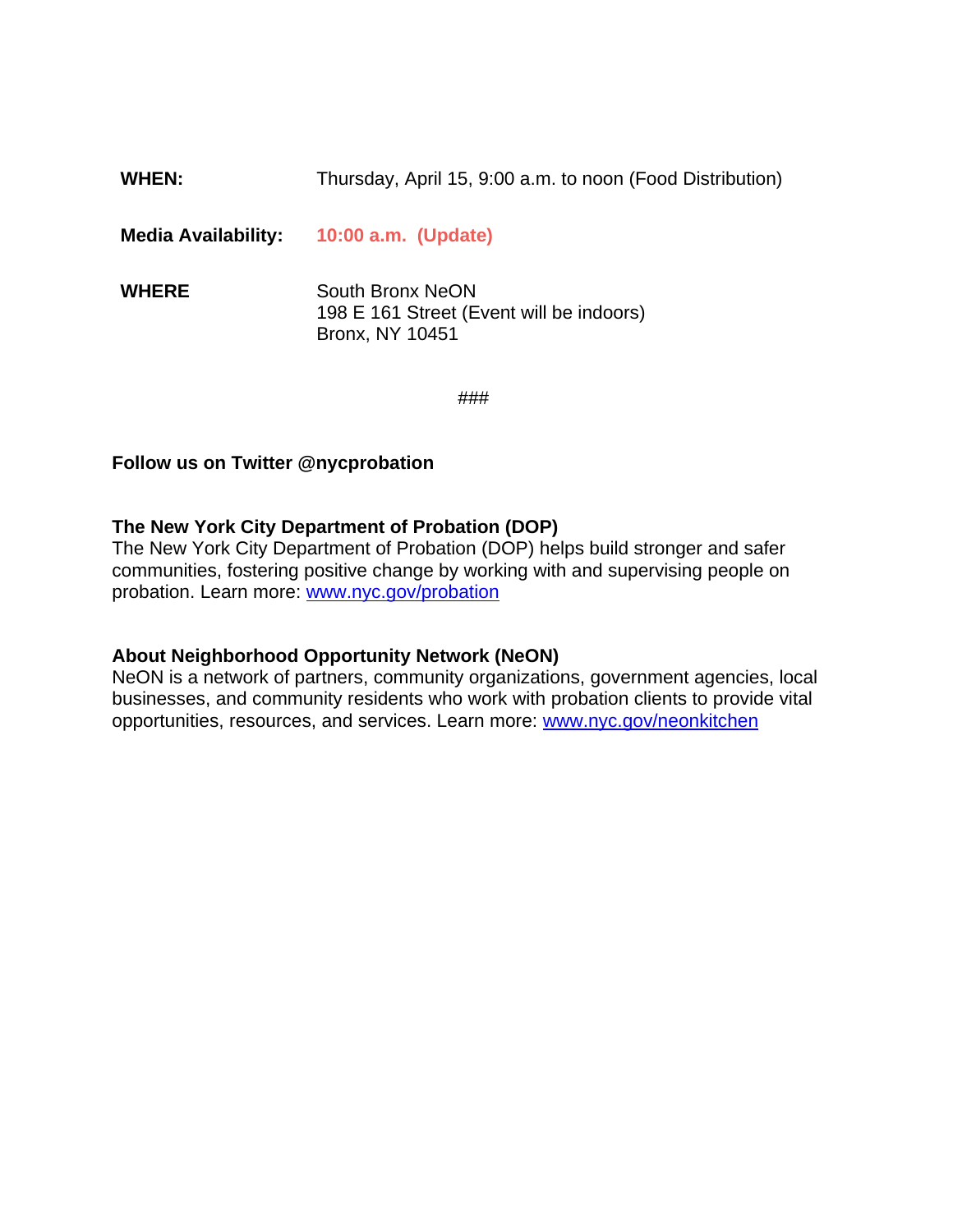**WHEN:** Thursday, April 15, 9:00 a.m. to noon (Food Distribution)

**Media Availability:** **10:00 a.m. (Update)**

**WHERE** South Bronx NeON
198 E 161 Street (Event will be indoors)
Bronx, NY 10451

###

**Follow us on Twitter @nycprobation**

**The New York City Department of Probation (DOP)**
The New York City Department of Probation (DOP) helps build stronger and safer communities, fostering positive change by working with and supervising people on probation. Learn more: www.nyc.gov/probation

**About Neighborhood Opportunity Network (NeON)**
NeON is a network of partners, community organizations, government agencies, local businesses, and community residents who work with probation clients to provide vital opportunities, resources, and services. Learn more: www.nyc.gov/neonkitchen